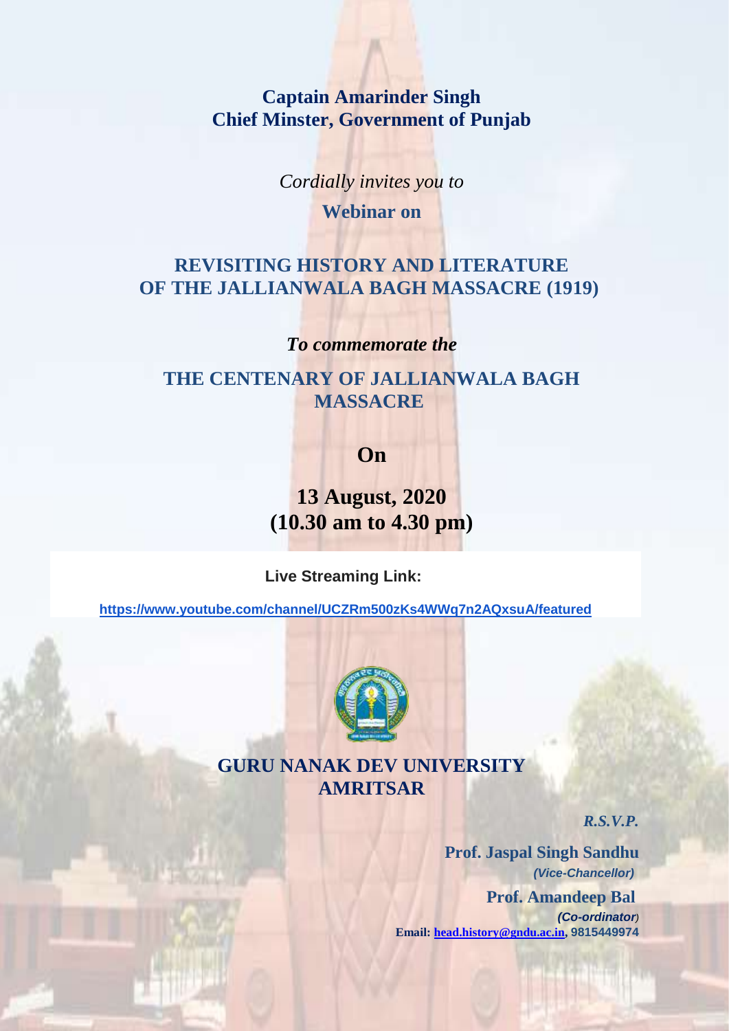**Captain Amarinder Singh**
**Chief Minster, Government of Punjab**

*Cordially invites you to*

**Webinar on**

## REVISITING HISTORY AND LITERATURE OF THE JALLIANWALA BAGH MASSACRE (1919)

***To commemorate the***

## THE CENTENARY OF JALLIANWALA BAGH MASSACRE

**On**

**13 August, 2020**
**(10.30 am to 4.30 pm)**

**Live Streaming Link:**

**https://www.youtube.com/channel/UCZRm500zKs4WWq7n2AQxsuA/featured**

## GURU NANAK DEV UNIVERSITY AMRITSAR

***R.S.V.P.***

**Prof. Jaspal Singh Sandhu**
***(Vice-Chancellor)***

**Prof. Amandeep Bal**
***(Co-ordinator)***

**Email: head.history@gndu.ac.in, 9815449974**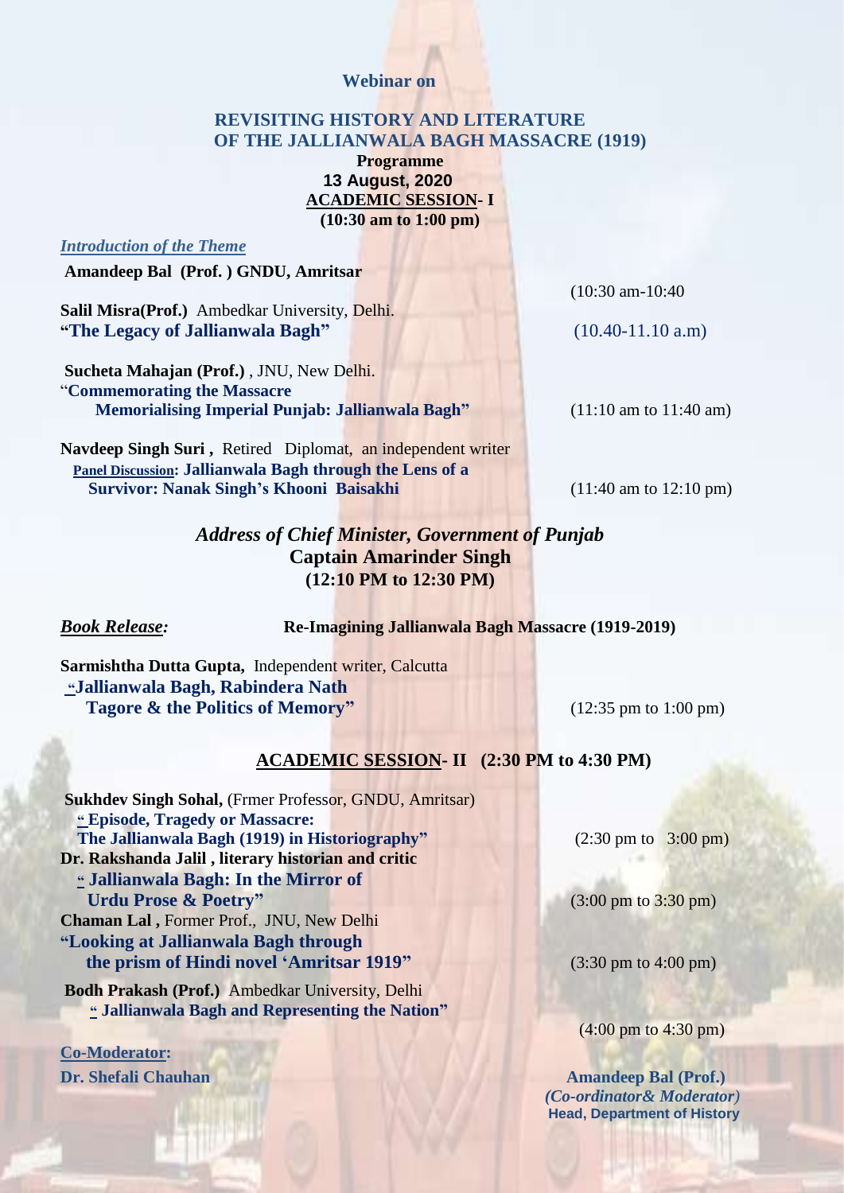**Webinar on**

## REVISITING HISTORY AND LITERATURE OF THE JALLIANWALA BAGH MASSACRE (1919)

**Programme**

**13 August, 2020**

**ACADEMIC SESSION- I**

**(10:30 am to 1:00 pm)**

***Introduction of the Theme***

**Amandeep Bal (Prof. ) GNDU, Amritsar** (10:30 am-10:40

**Salil Misra(Prof.)** Ambedkar University, Delhi.
**"The Legacy of Jallianwala Bagh"** (10.40-11.10 a.m)

**Sucheta Mahajan (Prof.)** , JNU, New Delhi.
"**Commemorating the Massacre Memorialising Imperial Punjab: Jallianwala Bagh"** (11:10 am to 11:40 am)

**Navdeep Singh Suri ,** Retired Diplomat, an independent writer
**Panel Discussion: Jallianwala Bagh through the Lens of a Survivor: Nanak Singh's Khooni Baisakhi** (11:40 am to 12:10 pm)

***Address of Chief Minister, Government of Punjab***

**Captain Amarinder Singh**

**(12:10 PM to 12:30 PM)**

***Book Release:*** **Re-Imagining Jallianwala Bagh Massacre (1919-2019)**

**Sarmishtha Dutta Gupta,** Independent writer, Calcutta
**"Jallianwala Bagh, Rabindera Nath Tagore & the Politics of Memory"** (12:35 pm to 1:00 pm)

## ACADEMIC SESSION- II (2:30 PM to 4:30 PM)

**Sukhdev Singh Sohal,** (Frmer Professor, GNDU, Amritsar)
**"Episode, Tragedy or Massacre: The Jallianwala Bagh (1919) in Historiography"** (2:30 pm to 3:00 pm)

**Dr. Rakshanda Jalil , literary historian and critic**
**" Jallianwala Bagh: In the Mirror of Urdu Prose & Poetry"** (3:00 pm to 3:30 pm)

**Chaman Lal ,** Former Prof., JNU, New Delhi
**"Looking at Jallianwala Bagh through the prism of Hindi novel 'Amritsar 1919"** (3:30 pm to 4:00 pm)

**Bodh Prakash (Prof.)** Ambedkar University, Delhi
**" Jallianwala Bagh and Representing the Nation"** (4:00 pm to 4:30 pm)

**Co-Moderator:**
**Dr. Shefali Chauhan**

**Amandeep Bal (Prof.)**
***(Co-ordinator& Moderator)***
**Head, Department of History**